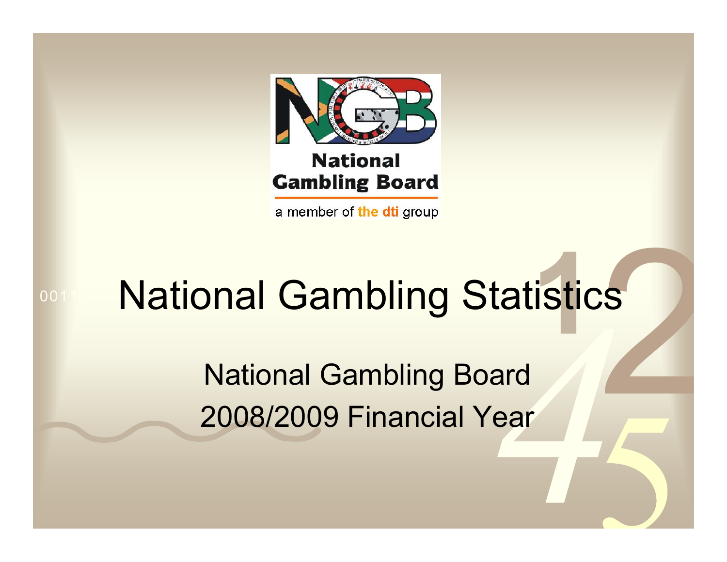National Gambling Board

a member of the dti group

# National Gambling Statistics

## National Gambling Board
## 2008/2009 Financial Year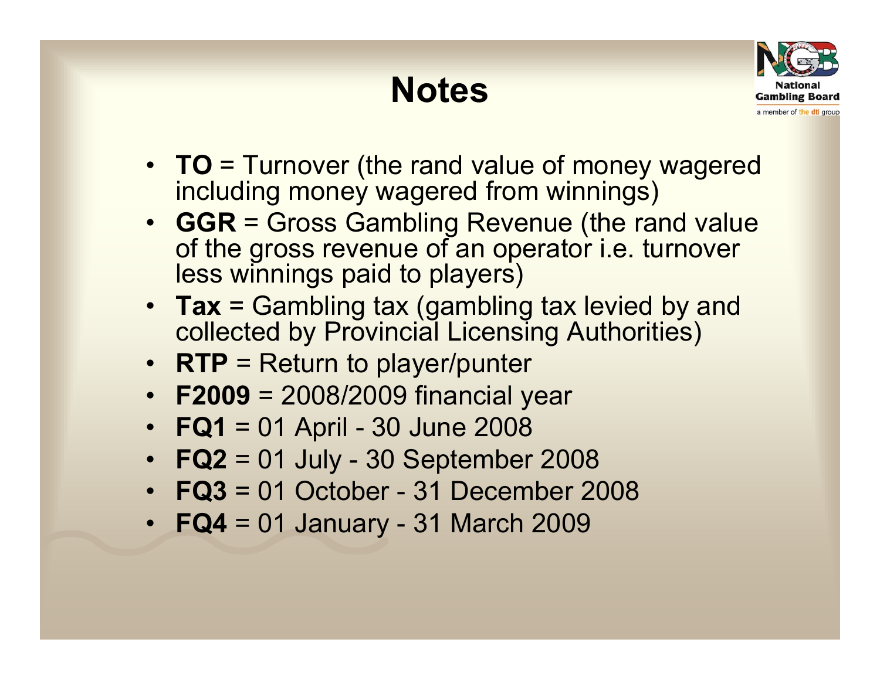# Notes

- **TO** = Turnover (the rand value of money wagered including money wagered from winnings)
- **GGR** = Gross Gambling Revenue (the rand value of the gross revenue of an operator i.e. turnover less winnings paid to players)
- **Tax** = Gambling tax (gambling tax levied by and collected by Provincial Licensing Authorities)
- **RTP** = Return to player/punter
- **F2009** = 2008/2009 financial year
- **FQ1** = 01 April - 30 June 2008
- **FQ2** = 01 July - 30 September 2008
- **FQ3** = 01 October - 31 December 2008
- **FQ4** = 01 January - 31 March 2009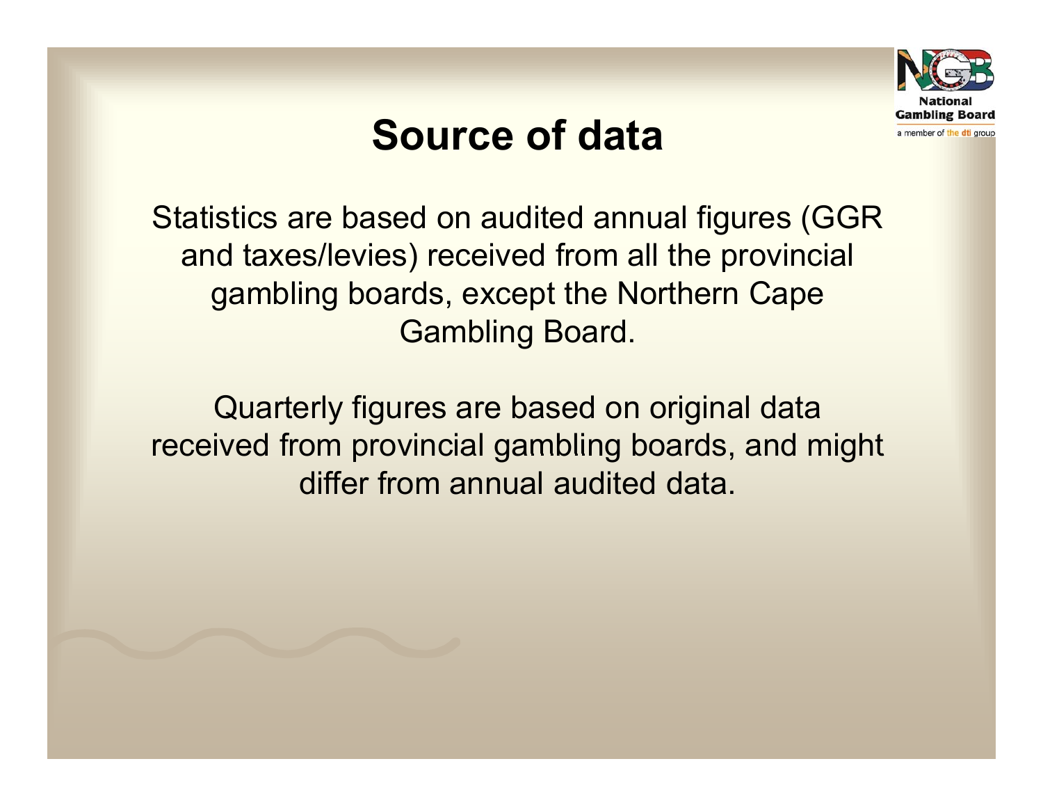# Source of data

Statistics are based on audited annual figures (GGR and taxes/levies) received from all the provincial gambling boards, except the Northern Cape Gambling Board.

Quarterly figures are based on original data received from provincial gambling boards, and might differ from annual audited data.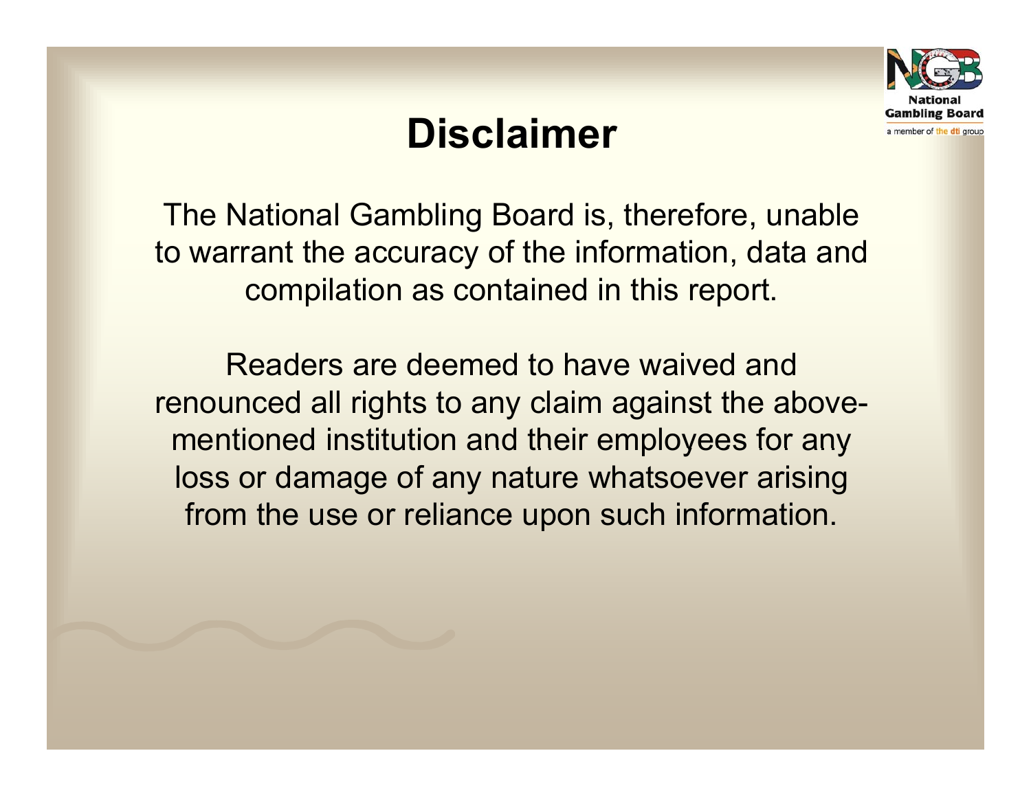# Disclaimer

The National Gambling Board is, therefore, unable to warrant the accuracy of the information, data and compilation as contained in this report.

Readers are deemed to have waived and renounced all rights to any claim against the above-mentioned institution and their employees for any loss or damage of any nature whatsoever arising from the use or reliance upon such information.